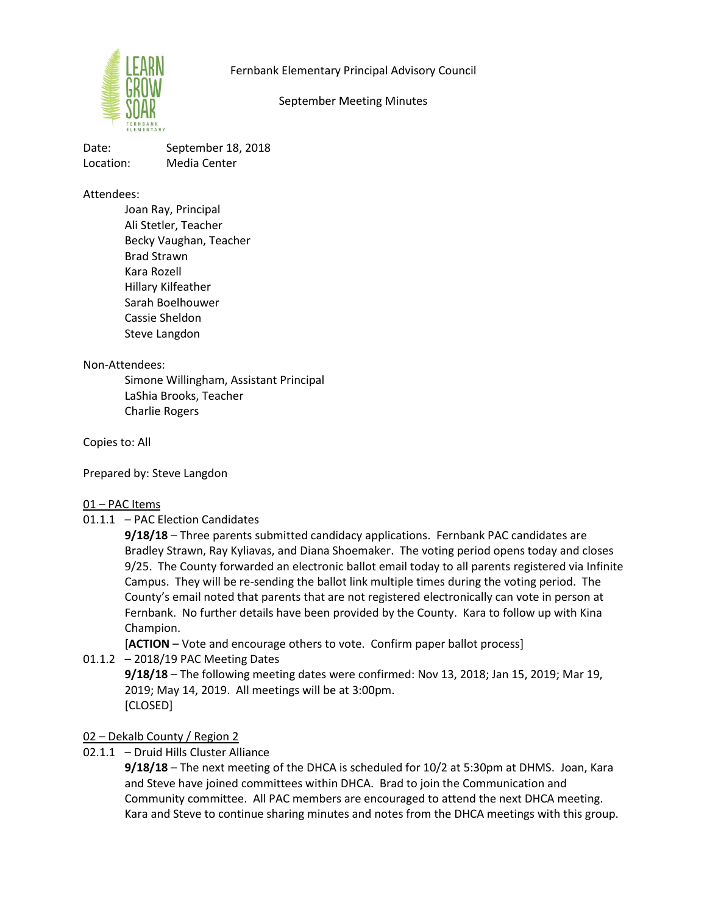Fernbank Elementary Principal Advisory Council

September Meeting Minutes

Date: September 18, 2018
Location: Media Center

Attendees:

- Joan Ray, Principal
- Ali Stetler, Teacher
- Becky Vaughan, Teacher
- Brad Strawn
- Kara Rozell
- Hillary Kilfeather
- Sarah Boelhouwer
- Cassie Sheldon
- Steve Langdon

Non-Attendees:

- Simone Willingham, Assistant Principal
- LaShia Brooks, Teacher
- Charlie Rogers

Copies to: All

Prepared by: Steve Langdon

## 01 – PAC Items

01.1.1 – PAC Election Candidates

**9/18/18** – Three parents submitted candidacy applications. Fernbank PAC candidates are Bradley Strawn, Ray Kyliavas, and Diana Shoemaker. The voting period opens today and closes 9/25. The County forwarded an electronic ballot email today to all parents registered via Infinite Campus. They will be re-sending the ballot link multiple times during the voting period. The County's email noted that parents that are not registered electronically can vote in person at Fernbank. No further details have been provided by the County. Kara to follow up with Kina Champion.

[**ACTION** – Vote and encourage others to vote. Confirm paper ballot process]

01.1.2 – 2018/19 PAC Meeting Dates

**9/18/18** – The following meeting dates were confirmed: Nov 13, 2018; Jan 15, 2019; Mar 19, 2019; May 14, 2019. All meetings will be at 3:00pm.

[CLOSED]

## 02 – Dekalb County / Region 2

02.1.1 – Druid Hills Cluster Alliance

**9/18/18** – The next meeting of the DHCA is scheduled for 10/2 at 5:30pm at DHMS. Joan, Kara and Steve have joined committees within DHCA. Brad to join the Communication and Community committee. All PAC members are encouraged to attend the next DHCA meeting. Kara and Steve to continue sharing minutes and notes from the DHCA meetings with this group.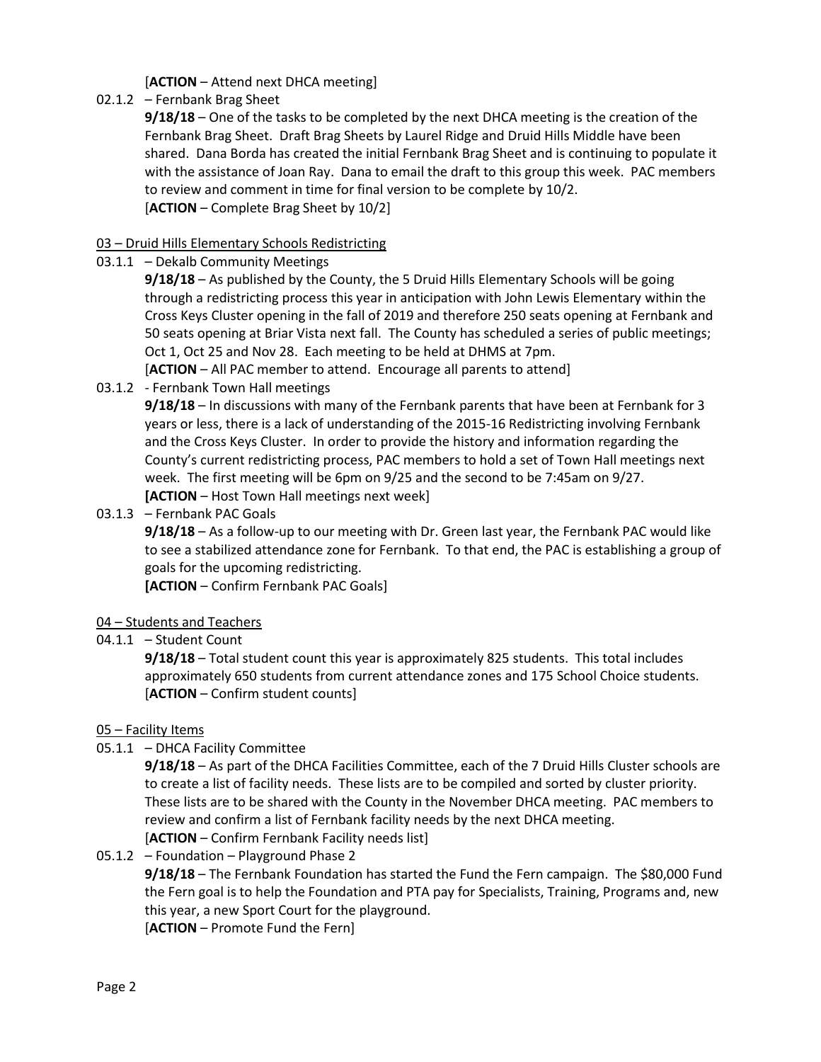[**ACTION** – Attend next DHCA meeting]

02.1.2 – Fernbank Brag Sheet

**9/18/18** – One of the tasks to be completed by the next DHCA meeting is the creation of the Fernbank Brag Sheet. Draft Brag Sheets by Laurel Ridge and Druid Hills Middle have been shared. Dana Borda has created the initial Fernbank Brag Sheet and is continuing to populate it with the assistance of Joan Ray. Dana to email the draft to this group this week. PAC members to review and comment in time for final version to be complete by 10/2.
[**ACTION** – Complete Brag Sheet by 10/2]

<u>03 – Druid Hills Elementary Schools Redistricting</u>

03.1.1 – Dekalb Community Meetings

**9/18/18** – As published by the County, the 5 Druid Hills Elementary Schools will be going through a redistricting process this year in anticipation with John Lewis Elementary within the Cross Keys Cluster opening in the fall of 2019 and therefore 250 seats opening at Fernbank and 50 seats opening at Briar Vista next fall. The County has scheduled a series of public meetings; Oct 1, Oct 25 and Nov 28. Each meeting to be held at DHMS at 7pm.
[**ACTION** – All PAC member to attend. Encourage all parents to attend]

03.1.2 - Fernbank Town Hall meetings

**9/18/18** – In discussions with many of the Fernbank parents that have been at Fernbank for 3 years or less, there is a lack of understanding of the 2015-16 Redistricting involving Fernbank and the Cross Keys Cluster. In order to provide the history and information regarding the County's current redistricting process, PAC members to hold a set of Town Hall meetings next week. The first meeting will be 6pm on 9/25 and the second to be 7:45am on 9/27.
**[ACTION** – Host Town Hall meetings next week]

03.1.3 – Fernbank PAC Goals

**9/18/18** – As a follow-up to our meeting with Dr. Green last year, the Fernbank PAC would like to see a stabilized attendance zone for Fernbank. To that end, the PAC is establishing a group of goals for the upcoming redistricting.
**[ACTION** – Confirm Fernbank PAC Goals]

<u>04 – Students and Teachers</u>

04.1.1 – Student Count

**9/18/18** – Total student count this year is approximately 825 students. This total includes approximately 650 students from current attendance zones and 175 School Choice students.
[**ACTION** – Confirm student counts]

<u>05 – Facility Items</u>

05.1.1 – DHCA Facility Committee

**9/18/18** – As part of the DHCA Facilities Committee, each of the 7 Druid Hills Cluster schools are to create a list of facility needs. These lists are to be compiled and sorted by cluster priority. These lists are to be shared with the County in the November DHCA meeting. PAC members to review and confirm a list of Fernbank facility needs by the next DHCA meeting.
[**ACTION** – Confirm Fernbank Facility needs list]

05.1.2 – Foundation – Playground Phase 2

**9/18/18** – The Fernbank Foundation has started the Fund the Fern campaign. The $80,000 Fund the Fern goal is to help the Foundation and PTA pay for Specialists, Training, Programs and, new this year, a new Sport Court for the playground.
[**ACTION** – Promote Fund the Fern]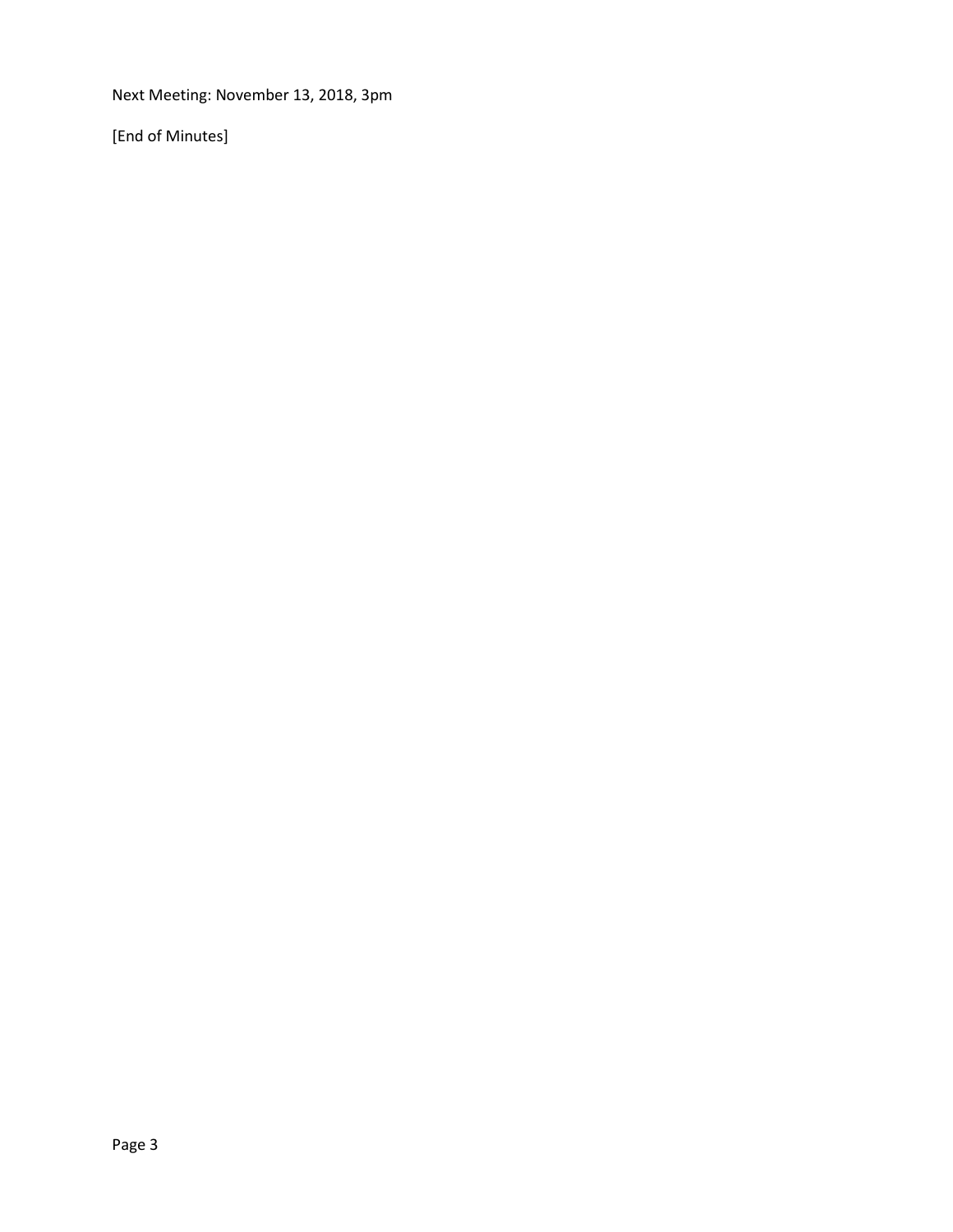Next Meeting: November 13, 2018, 3pm

[End of Minutes]